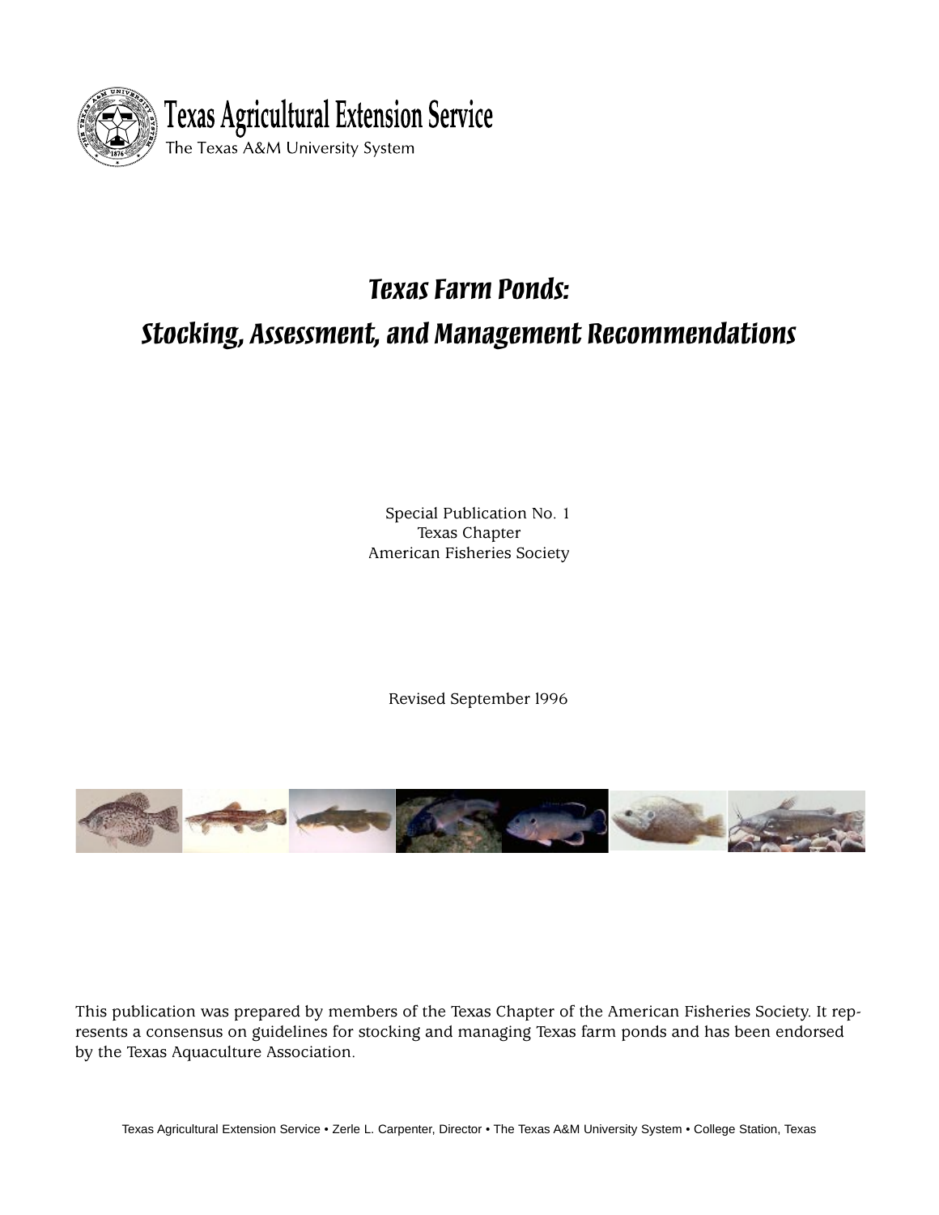Texas Agricultural Extension Service

The Texas A&M University System

# Texas Farm Ponds:

# Stocking, Assessment, and Management Recommendations

Special Publication No. 1
Texas Chapter
American Fisheries Society

Revised September 1996

This publication was prepared by members of the Texas Chapter of the American Fisheries Society. It represents a consensus on guidelines for stocking and managing Texas farm ponds and has been endorsed by the Texas Aquaculture Association.

Texas Agricultural Extension Service • Zerle L. Carpenter, Director • The Texas A&M University System • College Station, Texas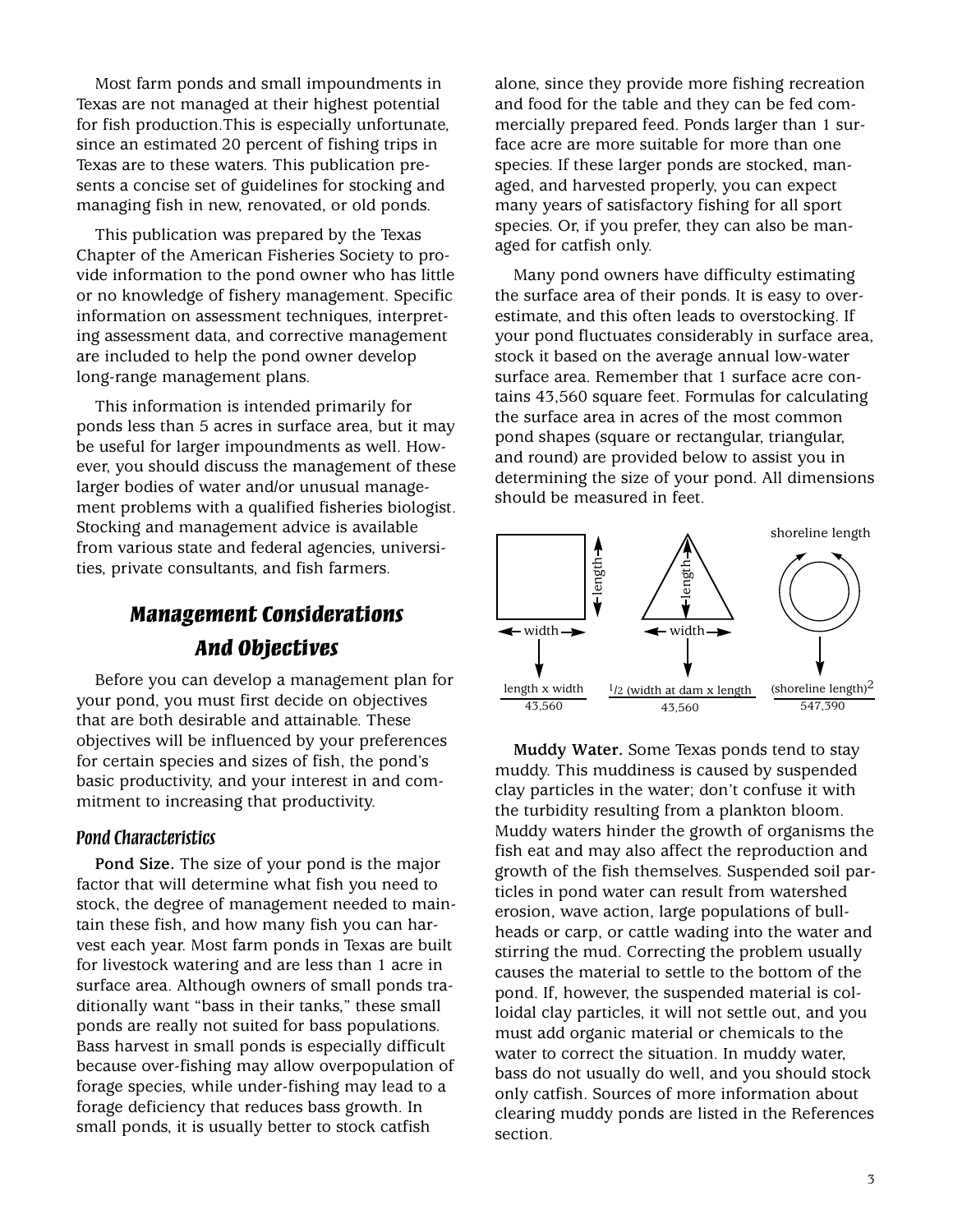Most farm ponds and small impoundments in Texas are not managed at their highest potential for fish production.This is especially unfortunate, since an estimated 20 percent of fishing trips in Texas are to these waters. This publication presents a concise set of guidelines for stocking and managing fish in new, renovated, or old ponds.

This publication was prepared by the Texas Chapter of the American Fisheries Society to provide information to the pond owner who has little or no knowledge of fishery management. Specific information on assessment techniques, interpreting assessment data, and corrective management are included to help the pond owner develop long-range management plans.

This information is intended primarily for ponds less than 5 acres in surface area, but it may be useful for larger impoundments as well. However, you should discuss the management of these larger bodies of water and/or unusual management problems with a qualified fisheries biologist. Stocking and management advice is available from various state and federal agencies, universities, private consultants, and fish farmers.

## *Management Considerations And Objectives*

Before you can develop a management plan for your pond, you must first decide on objectives that are both desirable and attainable. These objectives will be influenced by your preferences for certain species and sizes of fish, the pond's basic productivity, and your interest in and commitment to increasing that productivity.

### *Pond Characteristics*

**Pond Size.** The size of your pond is the major factor that will determine what fish you need to stock, the degree of management needed to maintain these fish, and how many fish you can harvest each year. Most farm ponds in Texas are built for livestock watering and are less than 1 acre in surface area. Although owners of small ponds traditionally want "bass in their tanks," these small ponds are really not suited for bass populations. Bass harvest in small ponds is especially difficult because over-fishing may allow overpopulation of forage species, while under-fishing may lead to a forage deficiency that reduces bass growth. In small ponds, it is usually better to stock catfish alone, since they provide more fishing recreation and food for the table and they can be fed commercially prepared feed. Ponds larger than 1 surface acre are more suitable for more than one species. If these larger ponds are stocked, managed, and harvested properly, you can expect many years of satisfactory fishing for all sport species. Or, if you prefer, they can also be managed for catfish only.

Many pond owners have difficulty estimating the surface area of their ponds. It is easy to overestimate, and this often leads to overstocking. If your pond fluctuates considerably in surface area, stock it based on the average annual low-water surface area. Remember that 1 surface acre contains 43,560 square feet. Formulas for calculating the surface area in acres of the most common pond shapes (square or rectangular, triangular, and round) are provided below to assist you in determining the size of your pond. All dimensions should be measured in feet.

Square or rectangular: $\frac{\text{length} \times \text{width}}{43{,}560}$

Triangular: $\frac{1/2\ (\text{width at dam} \times \text{length})}{43{,}560}$

Round: $\frac{(\text{shoreline length})^2}{547{,}390}$

**Muddy Water.** Some Texas ponds tend to stay muddy. This muddiness is caused by suspended clay particles in the water; don't confuse it with the turbidity resulting from a plankton bloom. Muddy waters hinder the growth of organisms the fish eat and may also affect the reproduction and growth of the fish themselves. Suspended soil particles in pond water can result from watershed erosion, wave action, large populations of bullheads or carp, or cattle wading into the water and stirring the mud. Correcting the problem usually causes the material to settle to the bottom of the pond. If, however, the suspended material is colloidal clay particles, it will not settle out, and you must add organic material or chemicals to the water to correct the situation. In muddy water, bass do not usually do well, and you should stock only catfish. Sources of more information about clearing muddy ponds are listed in the References section.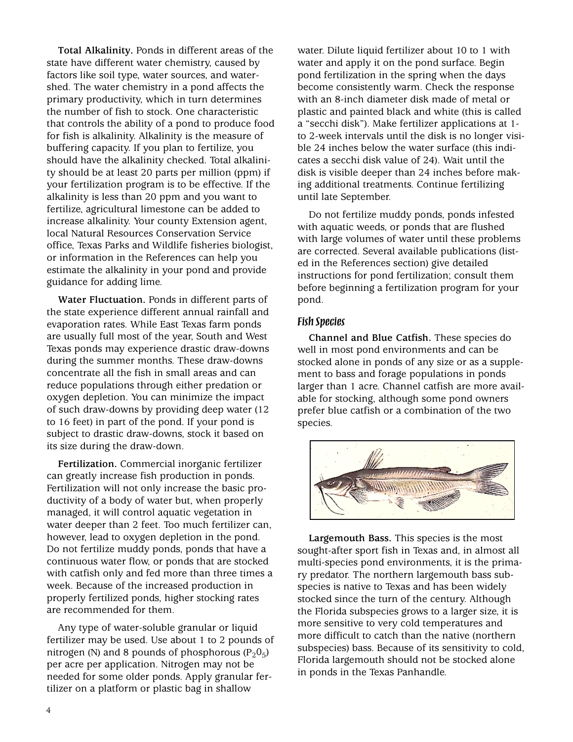**Total Alkalinity.** Ponds in different areas of the state have different water chemistry, caused by factors like soil type, water sources, and watershed. The water chemistry in a pond affects the primary productivity, which in turn determines the number of fish to stock. One characteristic that controls the ability of a pond to produce food for fish is alkalinity. Alkalinity is the measure of buffering capacity. If you plan to fertilize, you should have the alkalinity checked. Total alkalinity should be at least 20 parts per million (ppm) if your fertilization program is to be effective. If the alkalinity is less than 20 ppm and you want to fertilize, agricultural limestone can be added to increase alkalinity. Your county Extension agent, local Natural Resources Conservation Service office, Texas Parks and Wildlife fisheries biologist, or information in the References can help you estimate the alkalinity in your pond and provide guidance for adding lime.

**Water Fluctuation.** Ponds in different parts of the state experience different annual rainfall and evaporation rates. While East Texas farm ponds are usually full most of the year, South and West Texas ponds may experience drastic draw-downs during the summer months. These draw-downs concentrate all the fish in small areas and can reduce populations through either predation or oxygen depletion. You can minimize the impact of such draw-downs by providing deep water (12 to 16 feet) in part of the pond. If your pond is subject to drastic draw-downs, stock it based on its size during the draw-down.

**Fertilization.** Commercial inorganic fertilizer can greatly increase fish production in ponds. Fertilization will not only increase the basic productivity of a body of water but, when properly managed, it will control aquatic vegetation in water deeper than 2 feet. Too much fertilizer can, however, lead to oxygen depletion in the pond. Do not fertilize muddy ponds, ponds that have a continuous water flow, or ponds that are stocked with catfish only and fed more than three times a week. Because of the increased production in properly fertilized ponds, higher stocking rates are recommended for them.

Any type of water-soluble granular or liquid fertilizer may be used. Use about 1 to 2 pounds of nitrogen (N) and 8 pounds of phosphorous ($P_2 0_5$) per acre per application. Nitrogen may not be needed for some older ponds. Apply granular fertilizer on a platform or plastic bag in shallow water. Dilute liquid fertilizer about 10 to 1 with water and apply it on the pond surface. Begin pond fertilization in the spring when the days become consistently warm. Check the response with an 8-inch diameter disk made of metal or plastic and painted black and white (this is called a "secchi disk"). Make fertilizer applications at 1- to 2-week intervals until the disk is no longer visible 24 inches below the water surface (this indicates a secchi disk value of 24). Wait until the disk is visible deeper than 24 inches before making additional treatments. Continue fertilizing until late September.

Do not fertilize muddy ponds, ponds infested with aquatic weeds, or ponds that are flushed with large volumes of water until these problems are corrected. Several available publications (listed in the References section) give detailed instructions for pond fertilization; consult them before beginning a fertilization program for your pond.

### *Fish Species*

**Channel and Blue Catfish.** These species do well in most pond environments and can be stocked alone in ponds of any size or as a supplement to bass and forage populations in ponds larger than 1 acre. Channel catfish are more available for stocking, although some pond owners prefer blue catfish or a combination of the two species.

**Largemouth Bass.** This species is the most sought-after sport fish in Texas and, in almost all multi-species pond environments, it is the primary predator. The northern largemouth bass subspecies is native to Texas and has been widely stocked since the turn of the century. Although the Florida subspecies grows to a larger size, it is more sensitive to very cold temperatures and more difficult to catch than the native (northern subspecies) bass. Because of its sensitivity to cold, Florida largemouth should not be stocked alone in ponds in the Texas Panhandle.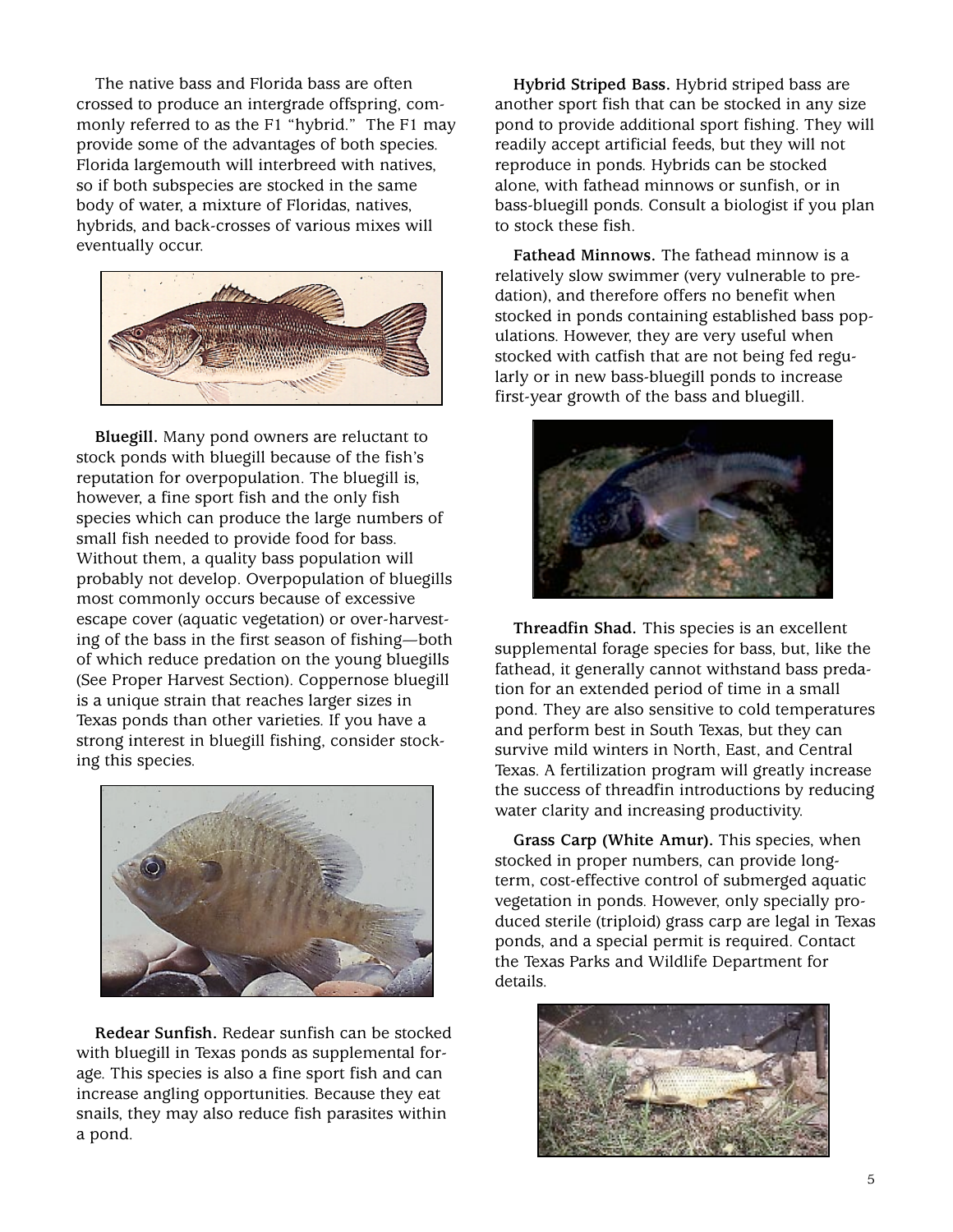The native bass and Florida bass are often crossed to produce an intergrade offspring, commonly referred to as the F1 "hybrid." The F1 may provide some of the advantages of both species. Florida largemouth will interbreed with natives, so if both subspecies are stocked in the same body of water, a mixture of Floridas, natives, hybrids, and back-crosses of various mixes will eventually occur.

**Bluegill.** Many pond owners are reluctant to stock ponds with bluegill because of the fish's reputation for overpopulation. The bluegill is, however, a fine sport fish and the only fish species which can produce the large numbers of small fish needed to provide food for bass. Without them, a quality bass population will probably not develop. Overpopulation of bluegills most commonly occurs because of excessive escape cover (aquatic vegetation) or over-harvesting of the bass in the first season of fishing—both of which reduce predation on the young bluegills (See Proper Harvest Section). Coppernose bluegill is a unique strain that reaches larger sizes in Texas ponds than other varieties. If you have a strong interest in bluegill fishing, consider stocking this species.

**Redear Sunfish.** Redear sunfish can be stocked with bluegill in Texas ponds as supplemental forage. This species is also a fine sport fish and can increase angling opportunities. Because they eat snails, they may also reduce fish parasites within a pond.

**Hybrid Striped Bass.** Hybrid striped bass are another sport fish that can be stocked in any size pond to provide additional sport fishing. They will readily accept artificial feeds, but they will not reproduce in ponds. Hybrids can be stocked alone, with fathead minnows or sunfish, or in bass-bluegill ponds. Consult a biologist if you plan to stock these fish.

**Fathead Minnows.** The fathead minnow is a relatively slow swimmer (very vulnerable to predation), and therefore offers no benefit when stocked in ponds containing established bass populations. However, they are very useful when stocked with catfish that are not being fed regularly or in new bass-bluegill ponds to increase first-year growth of the bass and bluegill.

**Threadfin Shad.** This species is an excellent supplemental forage species for bass, but, like the fathead, it generally cannot withstand bass predation for an extended period of time in a small pond. They are also sensitive to cold temperatures and perform best in South Texas, but they can survive mild winters in North, East, and Central Texas. A fertilization program will greatly increase the success of threadfin introductions by reducing water clarity and increasing productivity.

**Grass Carp (White Amur).** This species, when stocked in proper numbers, can provide long-term, cost-effective control of submerged aquatic vegetation in ponds. However, only specially produced sterile (triploid) grass carp are legal in Texas ponds, and a special permit is required. Contact the Texas Parks and Wildlife Department for details.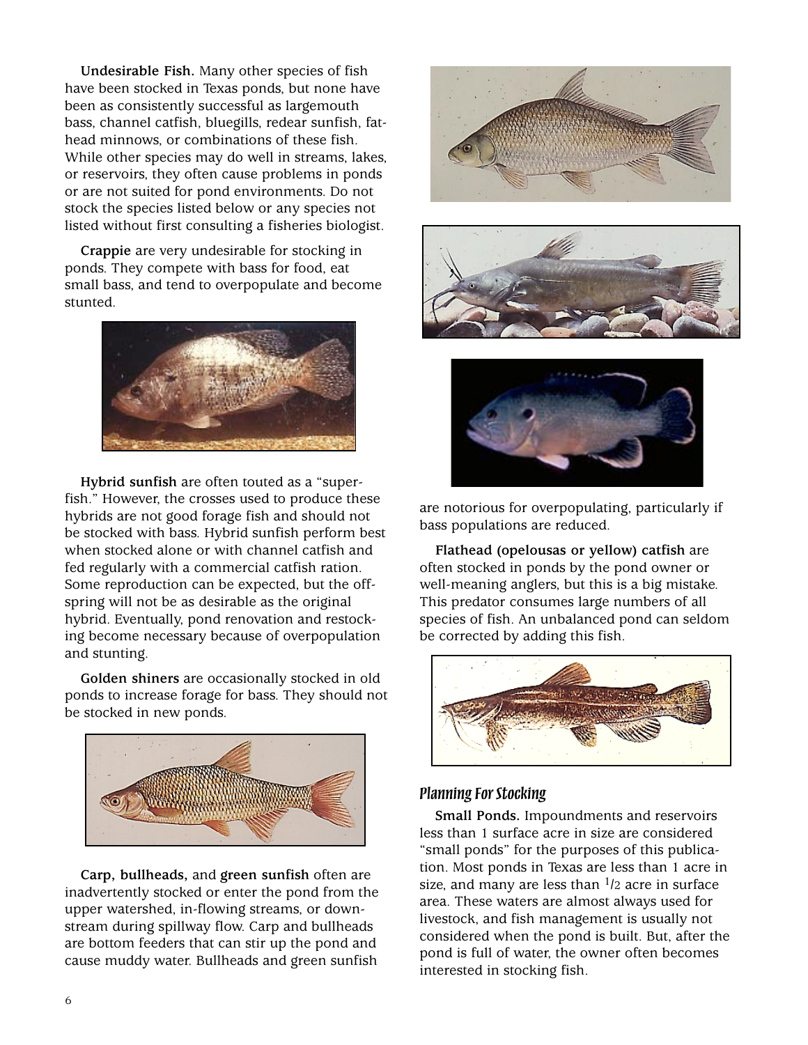**Undesirable Fish.** Many other species of fish have been stocked in Texas ponds, but none have been as consistently successful as largemouth bass, channel catfish, bluegills, redear sunfish, fathead minnows, or combinations of these fish. While other species may do well in streams, lakes, or reservoirs, they often cause problems in ponds or are not suited for pond environments. Do not stock the species listed below or any species not listed without first consulting a fisheries biologist.

**Crappie** are very undesirable for stocking in ponds. They compete with bass for food, eat small bass, and tend to overpopulate and become stunted.

**Hybrid sunfish** are often touted as a "superfish." However, the crosses used to produce these hybrids are not good forage fish and should not be stocked with bass. Hybrid sunfish perform best when stocked alone or with channel catfish and fed regularly with a commercial catfish ration. Some reproduction can be expected, but the offspring will not be as desirable as the original hybrid. Eventually, pond renovation and restocking become necessary because of overpopulation and stunting.

**Golden shiners** are occasionally stocked in old ponds to increase forage for bass. They should not be stocked in new ponds.

**Carp, bullheads,** and **green sunfish** often are inadvertently stocked or enter the pond from the upper watershed, in-flowing streams, or downstream during spillway flow. Carp and bullheads are bottom feeders that can stir up the pond and cause muddy water. Bullheads and green sunfish are notorious for overpopulating, particularly if bass populations are reduced.

**Flathead (opelousas or yellow) catfish** are often stocked in ponds by the pond owner or well-meaning anglers, but this is a big mistake. This predator consumes large numbers of all species of fish. An unbalanced pond can seldom be corrected by adding this fish.

## *Planning For Stocking*

**Small Ponds.** Impoundments and reservoirs less than 1 surface acre in size are considered "small ponds" for the purposes of this publication. Most ponds in Texas are less than 1 acre in size, and many are less than 1/2 acre in surface area. These waters are almost always used for livestock, and fish management is usually not considered when the pond is built. But, after the pond is full of water, the owner often becomes interested in stocking fish.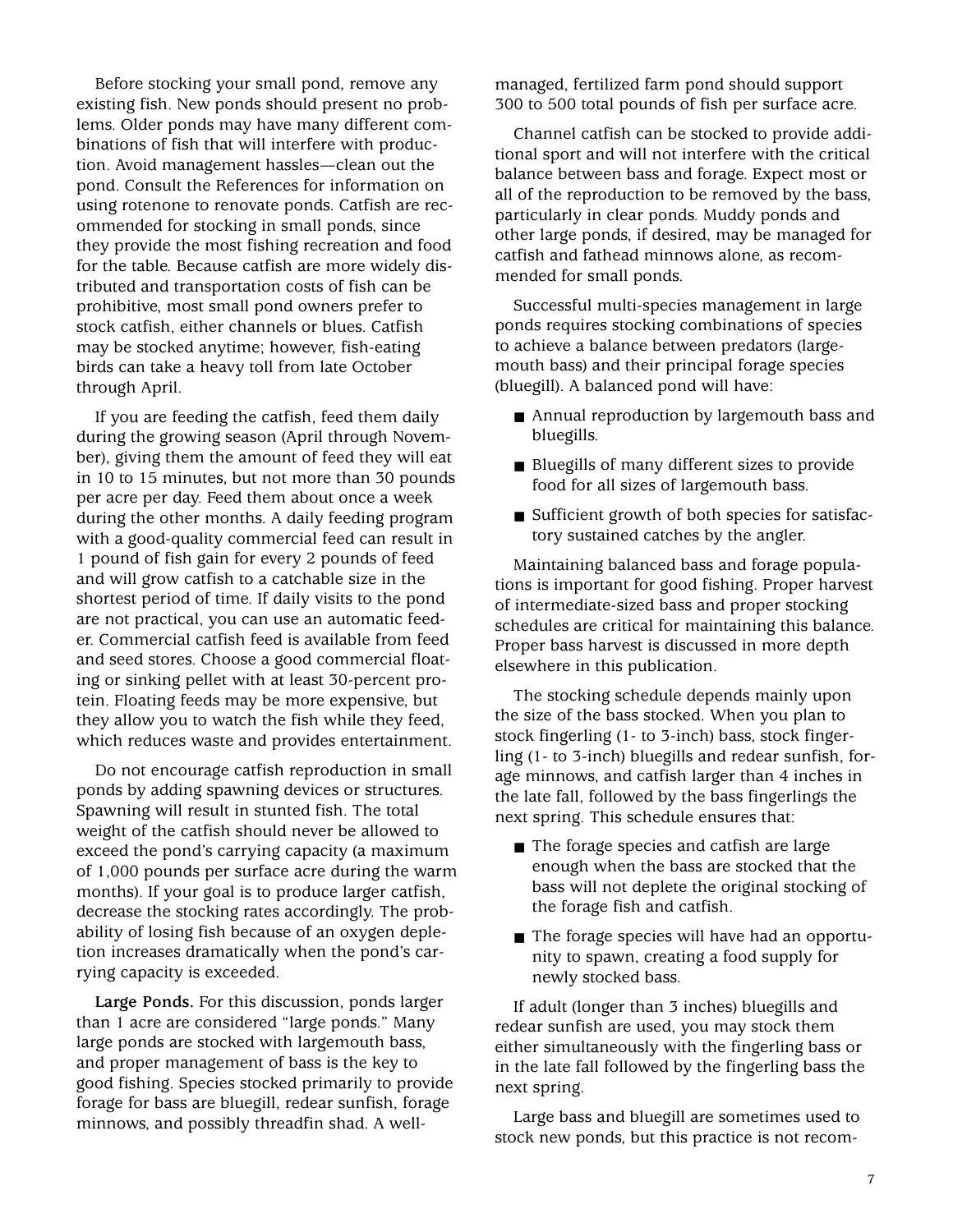Before stocking your small pond, remove any existing fish. New ponds should present no problems. Older ponds may have many different combinations of fish that will interfere with production. Avoid management hassles—clean out the pond. Consult the References for information on using rotenone to renovate ponds. Catfish are recommended for stocking in small ponds, since they provide the most fishing recreation and food for the table. Because catfish are more widely distributed and transportation costs of fish can be prohibitive, most small pond owners prefer to stock catfish, either channels or blues. Catfish may be stocked anytime; however, fish-eating birds can take a heavy toll from late October through April.

If you are feeding the catfish, feed them daily during the growing season (April through November), giving them the amount of feed they will eat in 10 to 15 minutes, but not more than 30 pounds per acre per day. Feed them about once a week during the other months. A daily feeding program with a good-quality commercial feed can result in 1 pound of fish gain for every 2 pounds of feed and will grow catfish to a catchable size in the shortest period of time. If daily visits to the pond are not practical, you can use an automatic feeder. Commercial catfish feed is available from feed and seed stores. Choose a good commercial floating or sinking pellet with at least 30-percent protein. Floating feeds may be more expensive, but they allow you to watch the fish while they feed, which reduces waste and provides entertainment.

Do not encourage catfish reproduction in small ponds by adding spawning devices or structures. Spawning will result in stunted fish. The total weight of the catfish should never be allowed to exceed the pond's carrying capacity (a maximum of 1,000 pounds per surface acre during the warm months). If your goal is to produce larger catfish, decrease the stocking rates accordingly. The probability of losing fish because of an oxygen depletion increases dramatically when the pond's carrying capacity is exceeded.

**Large Ponds.** For this discussion, ponds larger than 1 acre are considered "large ponds." Many large ponds are stocked with largemouth bass, and proper management of bass is the key to good fishing. Species stocked primarily to provide forage for bass are bluegill, redear sunfish, forage minnows, and possibly threadfin shad. A well-managed, fertilized farm pond should support 300 to 500 total pounds of fish per surface acre.

Channel catfish can be stocked to provide additional sport and will not interfere with the critical balance between bass and forage. Expect most or all of the reproduction to be removed by the bass, particularly in clear ponds. Muddy ponds and other large ponds, if desired, may be managed for catfish and fathead minnows alone, as recommended for small ponds.

Successful multi-species management in large ponds requires stocking combinations of species to achieve a balance between predators (largemouth bass) and their principal forage species (bluegill). A balanced pond will have:

- Annual reproduction by largemouth bass and bluegills.
- Bluegills of many different sizes to provide food for all sizes of largemouth bass.
- Sufficient growth of both species for satisfactory sustained catches by the angler.

Maintaining balanced bass and forage populations is important for good fishing. Proper harvest of intermediate-sized bass and proper stocking schedules are critical for maintaining this balance. Proper bass harvest is discussed in more depth elsewhere in this publication.

The stocking schedule depends mainly upon the size of the bass stocked. When you plan to stock fingerling (1- to 3-inch) bass, stock fingerling (1- to 3-inch) bluegills and redear sunfish, forage minnows, and catfish larger than 4 inches in the late fall, followed by the bass fingerlings the next spring. This schedule ensures that:

- The forage species and catfish are large enough when the bass are stocked that the bass will not deplete the original stocking of the forage fish and catfish.
- The forage species will have had an opportunity to spawn, creating a food supply for newly stocked bass.

If adult (longer than 3 inches) bluegills and redear sunfish are used, you may stock them either simultaneously with the fingerling bass or in the late fall followed by the fingerling bass the next spring.

Large bass and bluegill are sometimes used to stock new ponds, but this practice is not recom-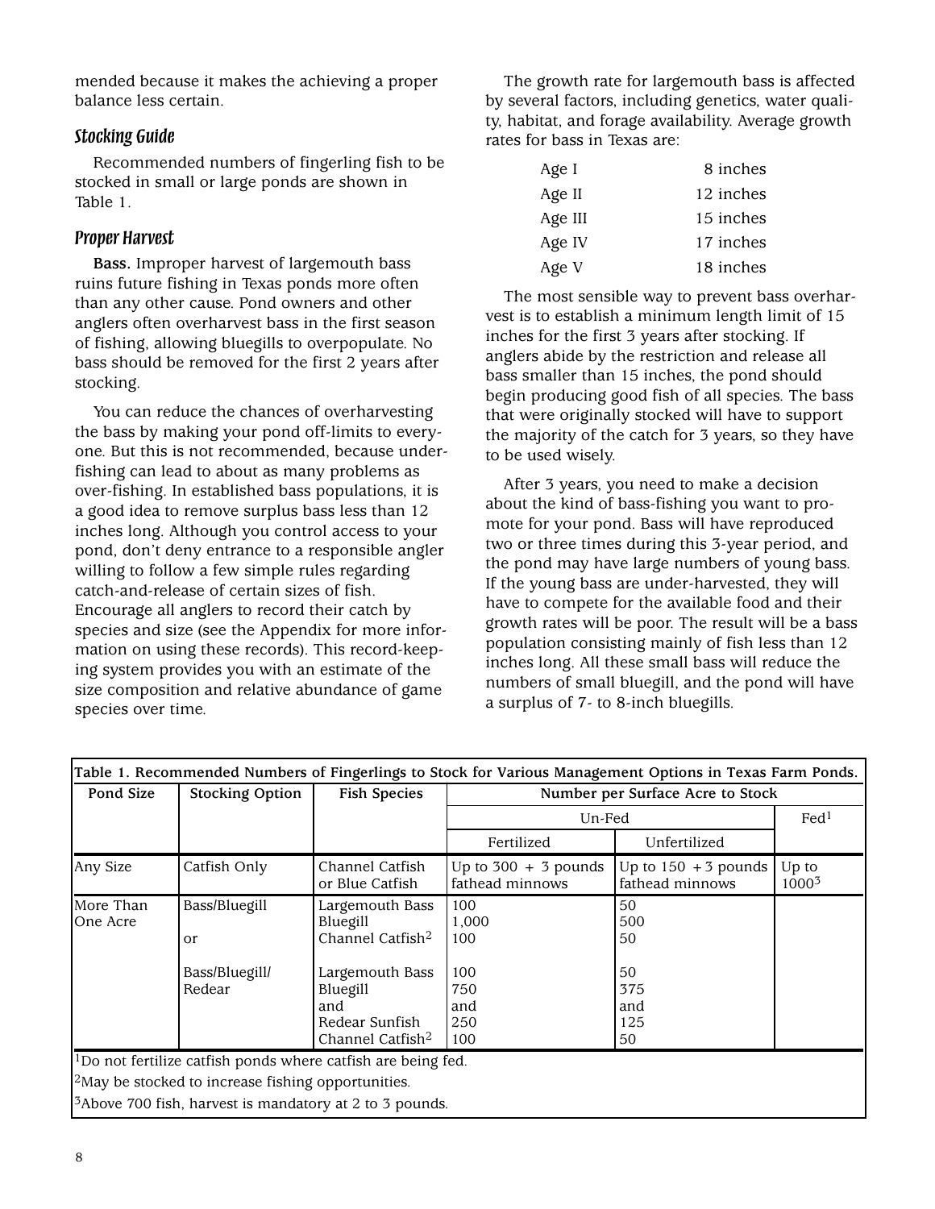mended because it makes the achieving a proper balance less certain.

### *Stocking Guide*

Recommended numbers of fingerling fish to be stocked in small or large ponds are shown in Table 1.

### *Proper Harvest*

**Bass.** Improper harvest of largemouth bass ruins future fishing in Texas ponds more often than any other cause. Pond owners and other anglers often overharvest bass in the first season of fishing, allowing bluegills to overpopulate. No bass should be removed for the first 2 years after stocking.

You can reduce the chances of overharvesting the bass by making your pond off-limits to everyone. But this is not recommended, because underfishing can lead to about as many problems as over-fishing. In established bass populations, it is a good idea to remove surplus bass less than 12 inches long. Although you control access to your pond, don't deny entrance to a responsible angler willing to follow a few simple rules regarding catch-and-release of certain sizes of fish. Encourage all anglers to record their catch by species and size (see the Appendix for more information on using these records). This record-keeping system provides you with an estimate of the size composition and relative abundance of game species over time.

The growth rate for largemouth bass is affected by several factors, including genetics, water quality, habitat, and forage availability. Average growth rates for bass in Texas are:

| | |
|---|---|
| Age I | 8 inches |
| Age II | 12 inches |
| Age III | 15 inches |
| Age IV | 17 inches |
| Age V | 18 inches |

The most sensible way to prevent bass overharvest is to establish a minimum length limit of 15 inches for the first 3 years after stocking. If anglers abide by the restriction and release all bass smaller than 15 inches, the pond should begin producing good fish of all species. The bass that were originally stocked will have to support the majority of the catch for 3 years, so they have to be used wisely.

After 3 years, you need to make a decision about the kind of bass-fishing you want to promote for your pond. Bass will have reproduced two or three times during this 3-year period, and the pond may have large numbers of young bass. If the young bass are under-harvested, they will have to compete for the available food and their growth rates will be poor. The result will be a bass population consisting mainly of fish less than 12 inches long. All these small bass will reduce the numbers of small bluegill, and the pond will have a surplus of 7- to 8-inch bluegills.

**Table 1. Recommended Numbers of Fingerlings to Stock for Various Management Options in Texas Farm Ponds.**

| Pond Size | Stocking Option | Fish Species | Number per Surface Acre to Stock | | |
|---|---|---|---|---|---|
| | | | Un-Fed | | Fed[1] |
| | | | Fertilized | Unfertilized | |
| Any Size | Catfish Only | Channel Catfish or Blue Catfish | Up to 300 + 3 pounds fathead minnows | Up to 150 + 3 pounds fathead minnows | Up to 1000[3] |
| More Than One Acre | Bass/Bluegill | Largemouth Bass | 100 | 50 | |
| | | Bluegill | 1,000 | 500 | |
| | or | Channel Catfish[2] | 100 | 50 | |
| | Bass/Bluegill/ Redear | Largemouth Bass | 100 | 50 | |
| | | Bluegill | 750 | 375 | |
| | | and | and | and | |
| | | Redear Sunfish | 250 | 125 | |
| | | Channel Catfish[2] | 100 | 50 | |

[1]Do not fertilize catfish ponds where catfish are being fed.

[2]May be stocked to increase fishing opportunities.

[3]Above 700 fish, harvest is mandatory at 2 to 3 pounds.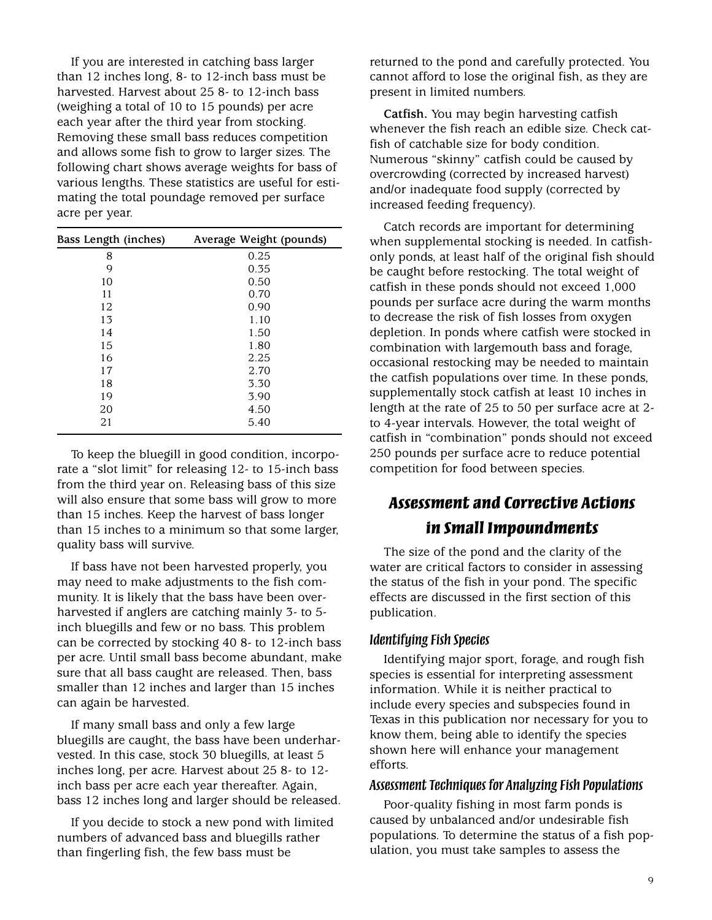If you are interested in catching bass larger than 12 inches long, 8- to 12-inch bass must be harvested. Harvest about 25 8- to 12-inch bass (weighing a total of 10 to 15 pounds) per acre each year after the third year from stocking. Removing these small bass reduces competition and allows some fish to grow to larger sizes. The following chart shows average weights for bass of various lengths. These statistics are useful for estimating the total poundage removed per surface acre per year.

| Bass Length (inches) | Average Weight (pounds) |
|---|---|
| 8 | 0.25 |
| 9 | 0.35 |
| 10 | 0.50 |
| 11 | 0.70 |
| 12 | 0.90 |
| 13 | 1.10 |
| 14 | 1.50 |
| 15 | 1.80 |
| 16 | 2.25 |
| 17 | 2.70 |
| 18 | 3.30 |
| 19 | 3.90 |
| 20 | 4.50 |
| 21 | 5.40 |

To keep the bluegill in good condition, incorporate a "slot limit" for releasing 12- to 15-inch bass from the third year on. Releasing bass of this size will also ensure that some bass will grow to more than 15 inches. Keep the harvest of bass longer than 15 inches to a minimum so that some larger, quality bass will survive.

If bass have not been harvested properly, you may need to make adjustments to the fish community. It is likely that the bass have been overharvested if anglers are catching mainly 3- to 5-inch bluegills and few or no bass. This problem can be corrected by stocking 40 8- to 12-inch bass per acre. Until small bass become abundant, make sure that all bass caught are released. Then, bass smaller than 12 inches and larger than 15 inches can again be harvested.

If many small bass and only a few large bluegills are caught, the bass have been underharvested. In this case, stock 30 bluegills, at least 5 inches long, per acre. Harvest about 25 8- to 12-inch bass per acre each year thereafter. Again, bass 12 inches long and larger should be released.

If you decide to stock a new pond with limited numbers of advanced bass and bluegills rather than fingerling fish, the few bass must be returned to the pond and carefully protected. You cannot afford to lose the original fish, as they are present in limited numbers.

**Catfish.** You may begin harvesting catfish whenever the fish reach an edible size. Check catfish of catchable size for body condition. Numerous "skinny" catfish could be caused by overcrowding (corrected by increased harvest) and/or inadequate food supply (corrected by increased feeding frequency).

Catch records are important for determining when supplemental stocking is needed. In catfish-only ponds, at least half of the original fish should be caught before restocking. The total weight of catfish in these ponds should not exceed 1,000 pounds per surface acre during the warm months to decrease the risk of fish losses from oxygen depletion. In ponds where catfish were stocked in combination with largemouth bass and forage, occasional restocking may be needed to maintain the catfish populations over time. In these ponds, supplementally stock catfish at least 10 inches in length at the rate of 25 to 50 per surface acre at 2- to 4-year intervals. However, the total weight of catfish in "combination" ponds should not exceed 250 pounds per surface acre to reduce potential competition for food between species.

## *Assessment and Corrective Actions in Small Impoundments*

The size of the pond and the clarity of the water are critical factors to consider in assessing the status of the fish in your pond. The specific effects are discussed in the first section of this publication.

### *Identifying Fish Species*

Identifying major sport, forage, and rough fish species is essential for interpreting assessment information. While it is neither practical to include every species and subspecies found in Texas in this publication nor necessary for you to know them, being able to identify the species shown here will enhance your management efforts.

### *Assessment Techniques for Analyzing Fish Populations*

Poor-quality fishing in most farm ponds is caused by unbalanced and/or undesirable fish populations. To determine the status of a fish population, you must take samples to assess the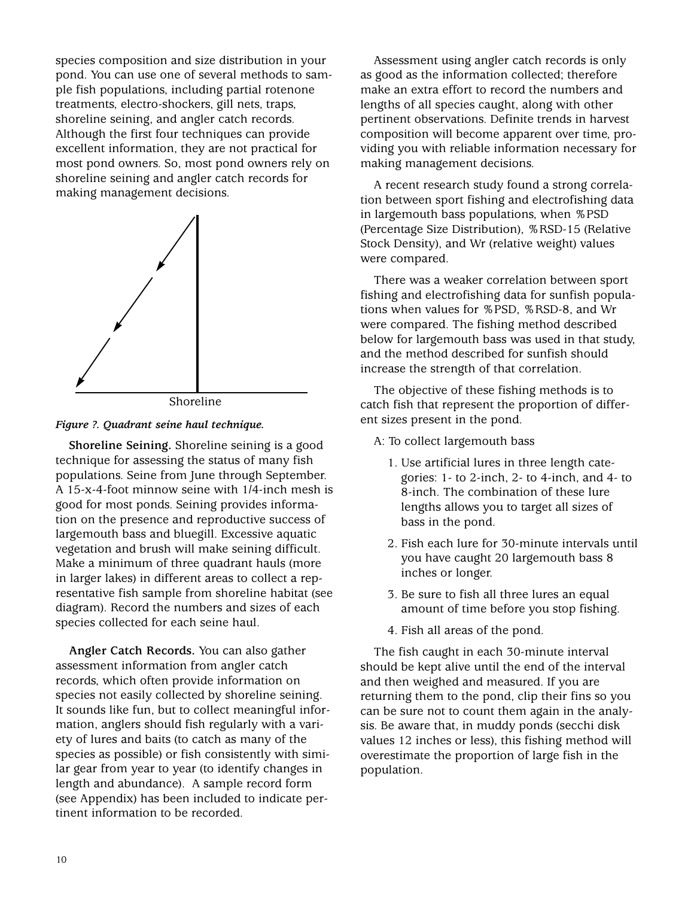species composition and size distribution in your pond. You can use one of several methods to sample fish populations, including partial rotenone treatments, electro-shockers, gill nets, traps, shoreline seining, and angler catch records. Although the first four techniques can provide excellent information, they are not practical for most pond owners. So, most pond owners rely on shoreline seining and angler catch records for making management decisions.

Shoreline

*Figure ?. Quadrant seine haul technique.*

**Shoreline Seining.** Shoreline seining is a good technique for assessing the status of many fish populations. Seine from June through September. A 15-x-4-foot minnow seine with 1/4-inch mesh is good for most ponds. Seining provides information on the presence and reproductive success of largemouth bass and bluegill. Excessive aquatic vegetation and brush will make seining difficult. Make a minimum of three quadrant hauls (more in larger lakes) in different areas to collect a representative fish sample from shoreline habitat (see diagram). Record the numbers and sizes of each species collected for each seine haul.

**Angler Catch Records.** You can also gather assessment information from angler catch records, which often provide information on species not easily collected by shoreline seining. It sounds like fun, but to collect meaningful information, anglers should fish regularly with a variety of lures and baits (to catch as many of the species as possible) or fish consistently with similar gear from year to year (to identify changes in length and abundance). A sample record form (see Appendix) has been included to indicate pertinent information to be recorded.

Assessment using angler catch records is only as good as the information collected; therefore make an extra effort to record the numbers and lengths of all species caught, along with other pertinent observations. Definite trends in harvest composition will become apparent over time, providing you with reliable information necessary for making management decisions.

A recent research study found a strong correlation between sport fishing and electrofishing data in largemouth bass populations, when %PSD (Percentage Size Distribution), %RSD-15 (Relative Stock Density), and Wr (relative weight) values were compared.

There was a weaker correlation between sport fishing and electrofishing data for sunfish populations when values for %PSD, %RSD-8, and Wr were compared. The fishing method described below for largemouth bass was used in that study, and the method described for sunfish should increase the strength of that correlation.

The objective of these fishing methods is to catch fish that represent the proportion of different sizes present in the pond.

A: To collect largemouth bass

1. Use artificial lures in three length categories: 1- to 2-inch, 2- to 4-inch, and 4- to 8-inch. The combination of these lure lengths allows you to target all sizes of bass in the pond.
2. Fish each lure for 30-minute intervals until you have caught 20 largemouth bass 8 inches or longer.
3. Be sure to fish all three lures an equal amount of time before you stop fishing.
4. Fish all areas of the pond.

The fish caught in each 30-minute interval should be kept alive until the end of the interval and then weighed and measured. If you are returning them to the pond, clip their fins so you can be sure not to count them again in the analysis. Be aware that, in muddy ponds (secchi disk values 12 inches or less), this fishing method will overestimate the proportion of large fish in the population.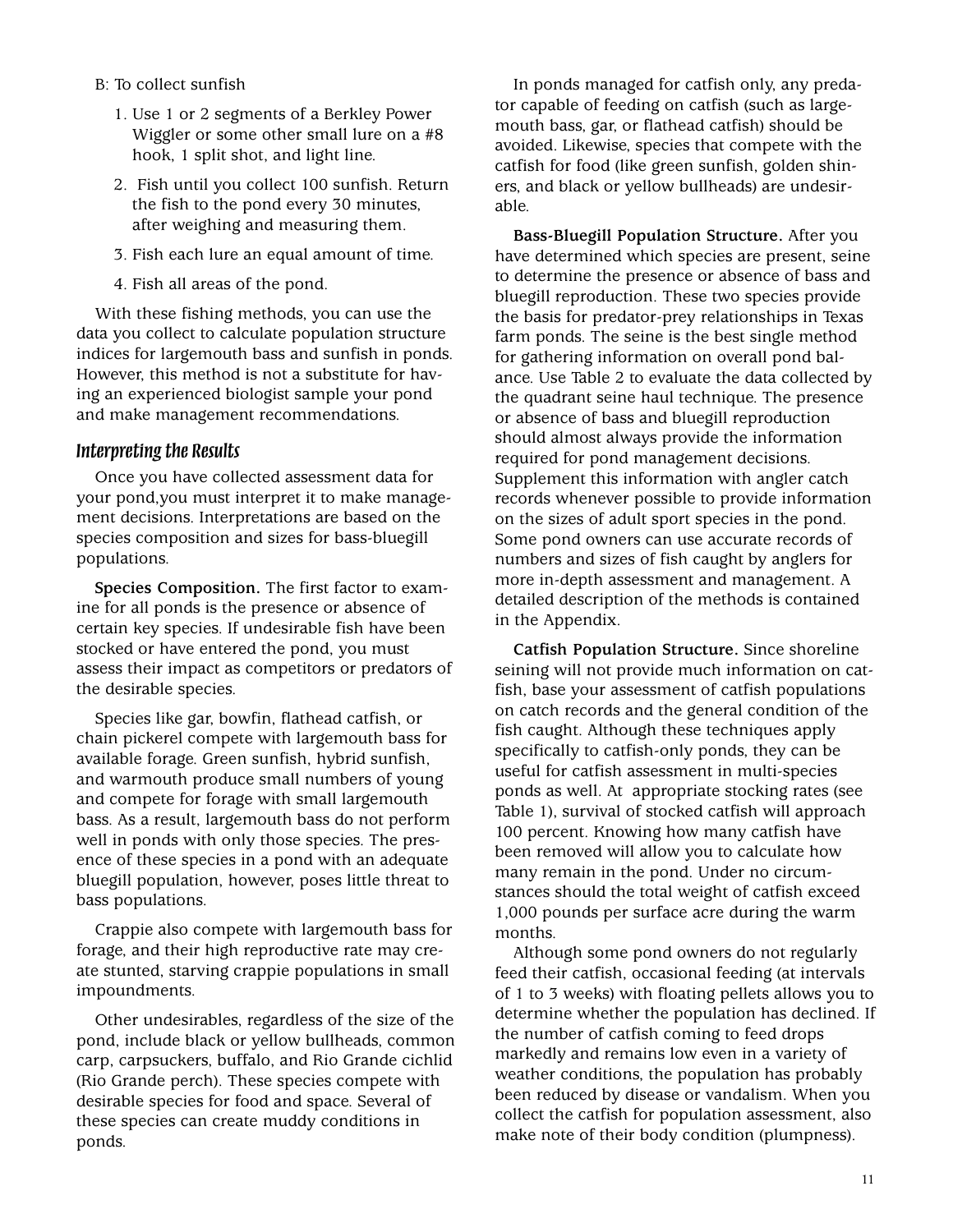B: To collect sunfish

1. Use 1 or 2 segments of a Berkley Power Wiggler or some other small lure on a #8 hook, 1 split shot, and light line.
2. Fish until you collect 100 sunfish. Return the fish to the pond every 30 minutes, after weighing and measuring them.
3. Fish each lure an equal amount of time.
4. Fish all areas of the pond.

With these fishing methods, you can use the data you collect to calculate population structure indices for largemouth bass and sunfish in ponds. However, this method is not a substitute for having an experienced biologist sample your pond and make management recommendations.

## *Interpreting the Results*

Once you have collected assessment data for your pond,you must interpret it to make management decisions. Interpretations are based on the species composition and sizes for bass-bluegill populations.

**Species Composition.** The first factor to examine for all ponds is the presence or absence of certain key species. If undesirable fish have been stocked or have entered the pond, you must assess their impact as competitors or predators of the desirable species.

Species like gar, bowfin, flathead catfish, or chain pickerel compete with largemouth bass for available forage. Green sunfish, hybrid sunfish, and warmouth produce small numbers of young and compete for forage with small largemouth bass. As a result, largemouth bass do not perform well in ponds with only those species. The presence of these species in a pond with an adequate bluegill population, however, poses little threat to bass populations.

Crappie also compete with largemouth bass for forage, and their high reproductive rate may create stunted, starving crappie populations in small impoundments.

Other undesirables, regardless of the size of the pond, include black or yellow bullheads, common carp, carpsuckers, buffalo, and Rio Grande cichlid (Rio Grande perch). These species compete with desirable species for food and space. Several of these species can create muddy conditions in ponds.

In ponds managed for catfish only, any predator capable of feeding on catfish (such as largemouth bass, gar, or flathead catfish) should be avoided. Likewise, species that compete with the catfish for food (like green sunfish, golden shiners, and black or yellow bullheads) are undesirable.

**Bass-Bluegill Population Structure.** After you have determined which species are present, seine to determine the presence or absence of bass and bluegill reproduction. These two species provide the basis for predator-prey relationships in Texas farm ponds. The seine is the best single method for gathering information on overall pond balance. Use Table 2 to evaluate the data collected by the quadrant seine haul technique. The presence or absence of bass and bluegill reproduction should almost always provide the information required for pond management decisions. Supplement this information with angler catch records whenever possible to provide information on the sizes of adult sport species in the pond. Some pond owners can use accurate records of numbers and sizes of fish caught by anglers for more in-depth assessment and management. A detailed description of the methods is contained in the Appendix.

**Catfish Population Structure.** Since shoreline seining will not provide much information on catfish, base your assessment of catfish populations on catch records and the general condition of the fish caught. Although these techniques apply specifically to catfish-only ponds, they can be useful for catfish assessment in multi-species ponds as well. At appropriate stocking rates (see Table 1), survival of stocked catfish will approach 100 percent. Knowing how many catfish have been removed will allow you to calculate how many remain in the pond. Under no circumstances should the total weight of catfish exceed 1,000 pounds per surface acre during the warm months.

Although some pond owners do not regularly feed their catfish, occasional feeding (at intervals of 1 to 3 weeks) with floating pellets allows you to determine whether the population has declined. If the number of catfish coming to feed drops markedly and remains low even in a variety of weather conditions, the population has probably been reduced by disease or vandalism. When you collect the catfish for population assessment, also make note of their body condition (plumpness).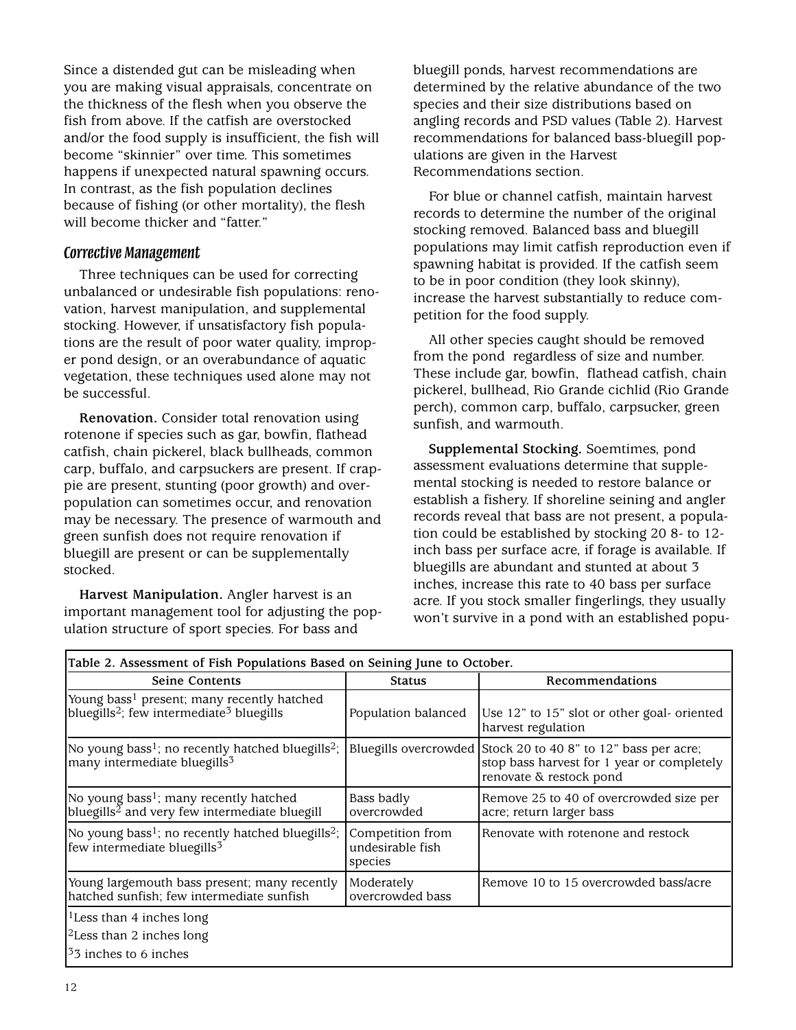Since a distended gut can be misleading when you are making visual appraisals, concentrate on the thickness of the flesh when you observe the fish from above. If the catfish are overstocked and/or the food supply is insufficient, the fish will become "skinnier" over time. This sometimes happens if unexpected natural spawning occurs. In contrast, as the fish population declines because of fishing (or other mortality), the flesh will become thicker and "fatter."

### *Corrective Management*

Three techniques can be used for correcting unbalanced or undesirable fish populations: renovation, harvest manipulation, and supplemental stocking. However, if unsatisfactory fish populations are the result of poor water quality, improper pond design, or an overabundance of aquatic vegetation, these techniques used alone may not be successful.

**Renovation.** Consider total renovation using rotenone if species such as gar, bowfin, flathead catfish, chain pickerel, black bullheads, common carp, buffalo, and carpsuckers are present. If crappie are present, stunting (poor growth) and overpopulation can sometimes occur, and renovation may be necessary. The presence of warmouth and green sunfish does not require renovation if bluegill are present or can be supplementally stocked.

**Harvest Manipulation.** Angler harvest is an important management tool for adjusting the population structure of sport species. For bass and bluegill ponds, harvest recommendations are determined by the relative abundance of the two species and their size distributions based on angling records and PSD values (Table 2). Harvest recommendations for balanced bass-bluegill populations are given in the Harvest Recommendations section.

For blue or channel catfish, maintain harvest records to determine the number of the original stocking removed. Balanced bass and bluegill populations may limit catfish reproduction even if spawning habitat is provided. If the catfish seem to be in poor condition (they look skinny), increase the harvest substantially to reduce competition for the food supply.

All other species caught should be removed from the pond regardless of size and number. These include gar, bowfin, flathead catfish, chain pickerel, bullhead, Rio Grande cichlid (Rio Grande perch), common carp, buffalo, carpsucker, green sunfish, and warmouth.

**Supplemental Stocking.** Soemtimes, pond assessment evaluations determine that supplemental stocking is needed to restore balance or establish a fishery. If shoreline seining and angler records reveal that bass are not present, a population could be established by stocking 20 8- to 12-inch bass per surface acre, if forage is available. If bluegills are abundant and stunted at about 3 inches, increase this rate to 40 bass per surface acre. If you stock smaller fingerlings, they usually won't survive in a pond with an established popu-

**Table 2. Assessment of Fish Populations Based on Seining June to October.**

| Seine Contents | Status | Recommendations |
|---|---|---|
| Young bass[1] present; many recently hatched bluegills[2]; few intermediate[3] bluegills | Population balanced | Use 12" to 15" slot or other goal- oriented harvest regulation |
| No young bass[1]; no recently hatched bluegills[2]; many intermediate bluegills[3] | Bluegills overcrowded | Stock 20 to 40 8" to 12" bass per acre; stop bass harvest for 1 year or completely renovate & restock pond |
| No young bass[1]; many recently hatched bluegills[2] and very few intermediate bluegill | Bass badly overcrowded | Remove 25 to 40 of overcrowded size per acre; return larger bass |
| No young bass[1]; no recently hatched bluegills[2]; few intermediate bluegills[3] | Competition from undesirable fish species | Renovate with rotenone and restock |
| Young largemouth bass present; many recently hatched sunfish; few intermediate sunfish | Moderately overcrowded bass | Remove 10 to 15 overcrowded bass/acre |

[1]Less than 4 inches long
[2]Less than 2 inches long
[3]3 inches to 6 inches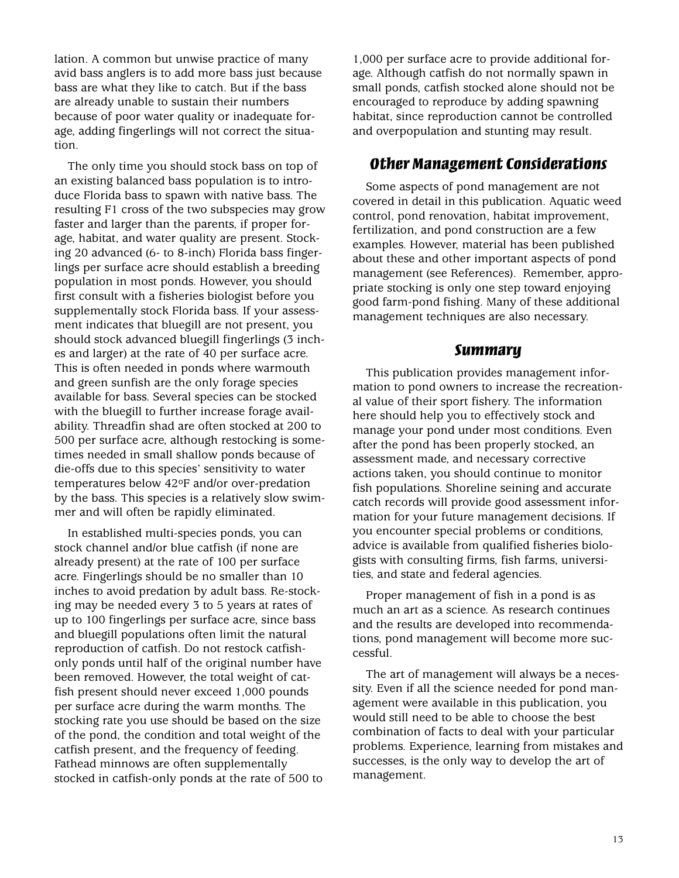lation. A common but unwise practice of many avid bass anglers is to add more bass just because bass are what they like to catch. But if the bass are already unable to sustain their numbers because of poor water quality or inadequate forage, adding fingerlings will not correct the situation.

The only time you should stock bass on top of an existing balanced bass population is to introduce Florida bass to spawn with native bass. The resulting F1 cross of the two subspecies may grow faster and larger than the parents, if proper forage, habitat, and water quality are present. Stocking 20 advanced (6- to 8-inch) Florida bass fingerlings per surface acre should establish a breeding population in most ponds. However, you should first consult with a fisheries biologist before you supplementally stock Florida bass. If your assessment indicates that bluegill are not present, you should stock advanced bluegill fingerlings (3 inches and larger) at the rate of 40 per surface acre. This is often needed in ponds where warmouth and green sunfish are the only forage species available for bass. Several species can be stocked with the bluegill to further increase forage availability. Threadfin shad are often stocked at 200 to 500 per surface acre, although restocking is sometimes needed in small shallow ponds because of die-offs due to this species' sensitivity to water temperatures below 42°F and/or over-predation by the bass. This species is a relatively slow swimmer and will often be rapidly eliminated.

In established multi-species ponds, you can stock channel and/or blue catfish (if none are already present) at the rate of 100 per surface acre. Fingerlings should be no smaller than 10 inches to avoid predation by adult bass. Re-stocking may be needed every 3 to 5 years at rates of up to 100 fingerlings per surface acre, since bass and bluegill populations often limit the natural reproduction of catfish. Do not restock catfish-only ponds until half of the original number have been removed. However, the total weight of catfish present should never exceed 1,000 pounds per surface acre during the warm months. The stocking rate you use should be based on the size of the pond, the condition and total weight of the catfish present, and the frequency of feeding. Fathead minnows are often supplementally stocked in catfish-only ponds at the rate of 500 to 1,000 per surface acre to provide additional forage. Although catfish do not normally spawn in small ponds, catfish stocked alone should not be encouraged to reproduce by adding spawning habitat, since reproduction cannot be controlled and overpopulation and stunting may result.

## *Other Management Considerations*

Some aspects of pond management are not covered in detail in this publication. Aquatic weed control, pond renovation, habitat improvement, fertilization, and pond construction are a few examples. However, material has been published about these and other important aspects of pond management (see References). Remember, appropriate stocking is only one step toward enjoying good farm-pond fishing. Many of these additional management techniques are also necessary.

## *Summary*

This publication provides management information to pond owners to increase the recreational value of their sport fishery. The information here should help you to effectively stock and manage your pond under most conditions. Even after the pond has been properly stocked, an assessment made, and necessary corrective actions taken, you should continue to monitor fish populations. Shoreline seining and accurate catch records will provide good assessment information for your future management decisions. If you encounter special problems or conditions, advice is available from qualified fisheries biologists with consulting firms, fish farms, universities, and state and federal agencies.

Proper management of fish in a pond is as much an art as a science. As research continues and the results are developed into recommendations, pond management will become more successful.

The art of management will always be a necessity. Even if all the science needed for pond management were available in this publication, you would still need to be able to choose the best combination of facts to deal with your particular problems. Experience, learning from mistakes and successes, is the only way to develop the art of management.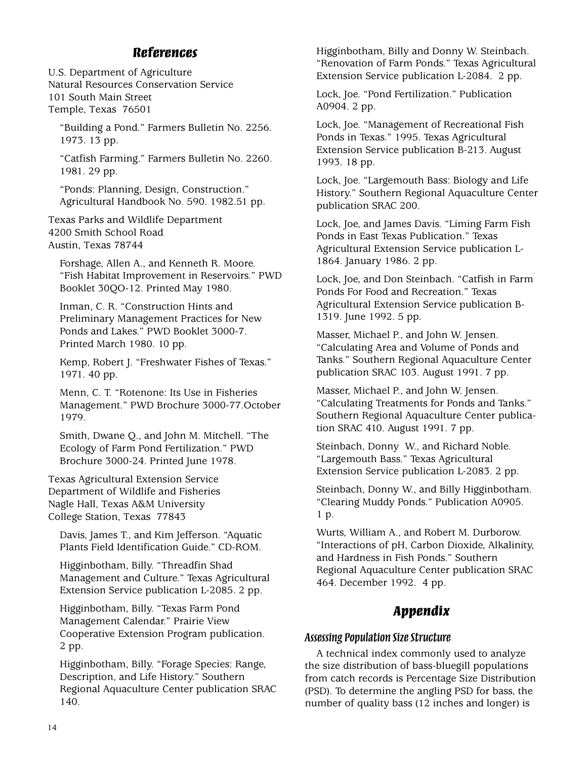## References

U.S. Department of Agriculture
Natural Resources Conservation Service
101 South Main Street
Temple, Texas 76501

"Building a Pond." Farmers Bulletin No. 2256. 1973. 13 pp.

"Catfish Farming." Farmers Bulletin No. 2260. 1981. 29 pp.

"Ponds: Planning, Design, Construction." Agricultural Handbook No. 590. 1982.51 pp.

Texas Parks and Wildlife Department
4200 Smith School Road
Austin, Texas 78744

Forshage, Allen A., and Kenneth R. Moore. "Fish Habitat Improvement in Reservoirs." PWD Booklet 30QO-12. Printed May 1980.

Inman, C. R. "Construction Hints and Preliminary Management Practices for New Ponds and Lakes." PWD Booklet 3000-7. Printed March 1980. 10 pp.

Kemp, Robert J. "Freshwater Fishes of Texas." 1971. 40 pp.

Menn, C. T. "Rotenone: Its Use in Fisheries Management." PWD Brochure 3000-77.October 1979.

Smith, Dwane Q., and John M. Mitchell. "The Ecology of Farm Pond Fertilization." PWD Brochure 3000-24. Printed June 1978.

Texas Agricultural Extension Service
Department of Wildlife and Fisheries
Nagle Hall, Texas A&M University
College Station, Texas 77843

Davis, James T., and Kim Jefferson. "Aquatic Plants Field Identification Guide." CD-ROM.

Higginbotham, Billy. "Threadfin Shad Management and Culture." Texas Agricultural Extension Service publication L-2085. 2 pp.

Higginbotham, Billy. "Texas Farm Pond Management Calendar." Prairie View Cooperative Extension Program publication. 2 pp.

Higginbotham, Billy. "Forage Species: Range, Description, and Life History." Southern Regional Aquaculture Center publication SRAC 140.

Higginbotham, Billy and Donny W. Steinbach. "Renovation of Farm Ponds." Texas Agricultural Extension Service publication L-2084. 2 pp.

Lock, Joe. "Pond Fertilization." Publication A0904. 2 pp.

Lock, Joe. "Management of Recreational Fish Ponds in Texas." 1995. Texas Agricultural Extension Service publication B-213. August 1993. 18 pp.

Lock, Joe. "Largemouth Bass: Biology and Life History." Southern Regional Aquaculture Center publication SRAC 200.

Lock, Joe, and James Davis. "Liming Farm Fish Ponds in East Texas Publication." Texas Agricultural Extension Service publication L-1864. January 1986. 2 pp.

Lock, Joe, and Don Steinbach. "Catfish in Farm Ponds For Food and Recreation." Texas Agricultural Extension Service publication B-1319. June 1992. 5 pp.

Masser, Michael P., and John W. Jensen. "Calculating Area and Volume of Ponds and Tanks." Southern Regional Aquaculture Center publication SRAC 103. August 1991. 7 pp.

Masser, Michael P., and John W. Jensen. "Calculating Treatments for Ponds and Tanks." Southern Regional Aquaculture Center publication SRAC 410. August 1991. 7 pp.

Steinbach, Donny W., and Richard Noble. "Largemouth Bass." Texas Agricultural Extension Service publication L-2083. 2 pp.

Steinbach, Donny W., and Billy Higginbotham. "Clearing Muddy Ponds." Publication A0905. 1 p.

Wurts, William A., and Robert M. Durborow. "Interactions of pH, Carbon Dioxide, Alkalinity, and Hardness in Fish Ponds." Southern Regional Aquaculture Center publication SRAC 464. December 1992. 4 pp.

## Appendix

### Assessing Population Size Structure

A technical index commonly used to analyze the size distribution of bass-bluegill populations from catch records is Percentage Size Distribution (PSD). To determine the angling PSD for bass, the number of quality bass (12 inches and longer) is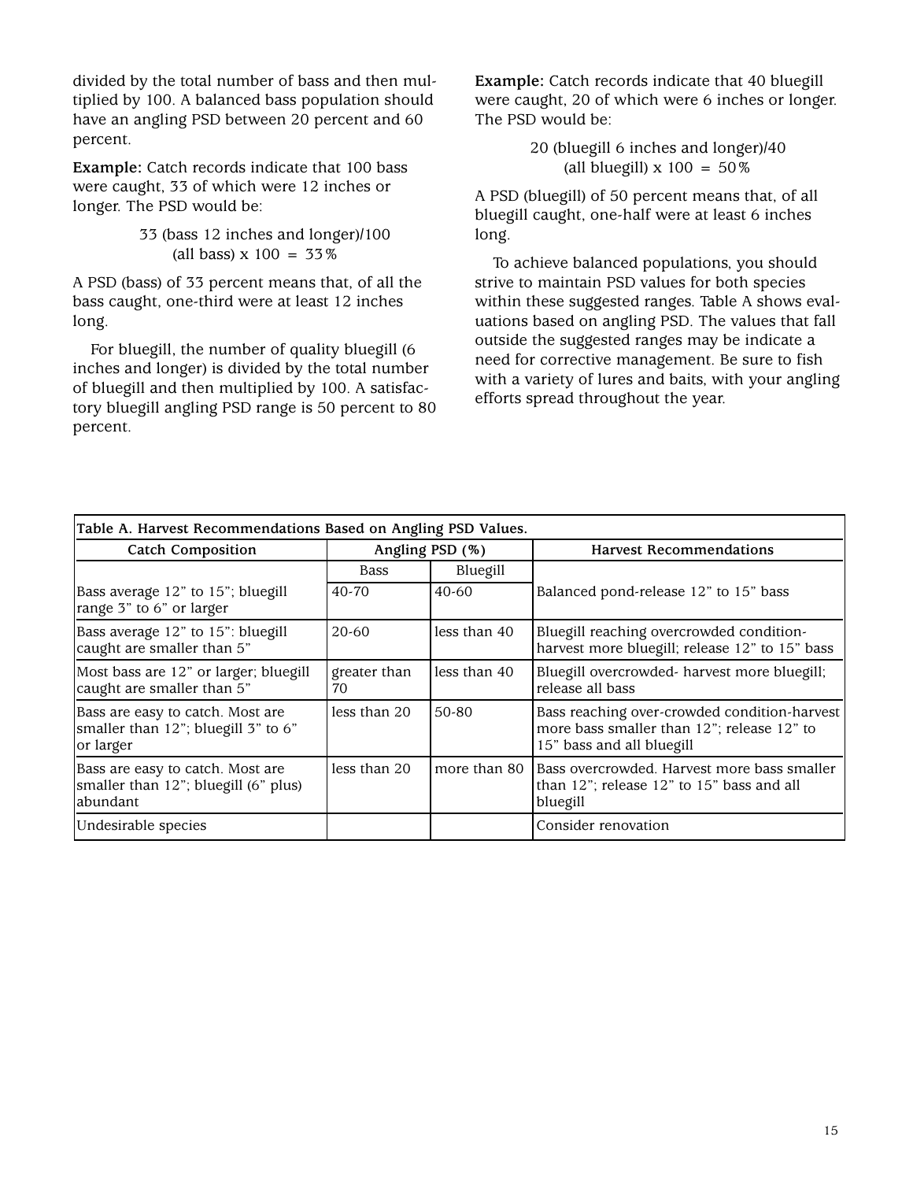divided by the total number of bass and then multiplied by 100. A balanced bass population should have an angling PSD between 20 percent and 60 percent.

**Example:** Catch records indicate that 100 bass were caught, 33 of which were 12 inches or longer. The PSD would be:

33 (bass 12 inches and longer)/100 (all bass) x 100 = 33%

A PSD (bass) of 33 percent means that, of all the bass caught, one-third were at least 12 inches long.

For bluegill, the number of quality bluegill (6 inches and longer) is divided by the total number of bluegill and then multiplied by 100. A satisfactory bluegill angling PSD range is 50 percent to 80 percent.

**Example:** Catch records indicate that 40 bluegill were caught, 20 of which were 6 inches or longer. The PSD would be:

20 (bluegill 6 inches and longer)/40 (all bluegill) x 100 = 50%

A PSD (bluegill) of 50 percent means that, of all bluegill caught, one-half were at least 6 inches long.

To achieve balanced populations, you should strive to maintain PSD values for both species within these suggested ranges. Table A shows evaluations based on angling PSD. The values that fall outside the suggested ranges may be indicate a need for corrective management. Be sure to fish with a variety of lures and baits, with your angling efforts spread throughout the year.

**Table A. Harvest Recommendations Based on Angling PSD Values.**

| Catch Composition | Angling PSD (%) | | Harvest Recommendations |
|---|---|---|---|
| | Bass | Bluegill | |
| Bass average 12” to 15”; bluegill range 3” to 6” or larger | 40-70 | 40-60 | Balanced pond-release 12” to 15” bass |
| Bass average 12” to 15”: bluegill caught are smaller than 5” | 20-60 | less than 40 | Bluegill reaching overcrowded condition-harvest more bluegill; release 12” to 15” bass |
| Most bass are 12” or larger; bluegill caught are smaller than 5” | greater than 70 | less than 40 | Bluegill overcrowded- harvest more bluegill; release all bass |
| Bass are easy to catch. Most are smaller than 12”; bluegill 3” to 6” or larger | less than 20 | 50-80 | Bass reaching over-crowded condition-harvest more bass smaller than 12”; release 12” to 15” bass and all bluegill |
| Bass are easy to catch. Most are smaller than 12”; bluegill (6” plus) abundant | less than 20 | more than 80 | Bass overcrowded. Harvest more bass smaller than 12”; release 12” to 15” bass and all bluegill |
| Undesirable species | | | Consider renovation |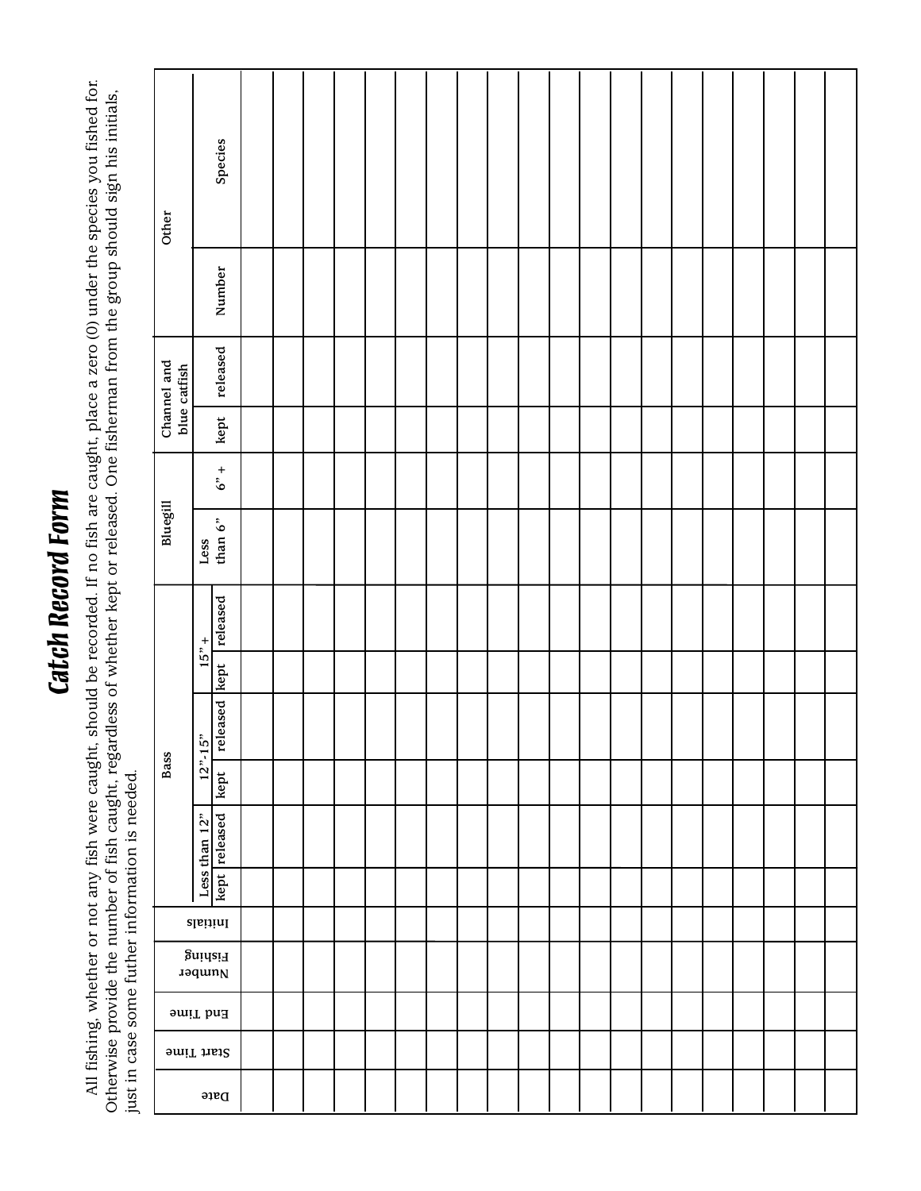# Catch Record Form

All fishing, whether or not any fish were caught, should be recorded. If no fish are caught, place a zero (0) under the species you fished for. Otherwise provide the number of fish caught, regardless of whether kept or released. One fisherman from the group should sign his initials, just in case some futher information is needed.

| Date | Start Time | End Time | Number Fishing | Initials | Bass | | | | | | Bluegill | | Channel and blue catfish | | Other | |
|---|---|---|---|---|---|---|---|---|---|---|---|---|---|---|---|---|
| | | | | | Less than 12" | | 12"-15" | | 15" + | | Less than 6" | 6" + | kept | released | Number | Species |
| | | | | | kept | released | kept | released | kept | released | | | | | | |
| | | | | | | | | | | | | | | | | |
| | | | | | | | | | | | | | | | | |
| | | | | | | | | | | | | | | | | |
| | | | | | | | | | | | | | | | | |
| | | | | | | | | | | | | | | | | |
| | | | | | | | | | | | | | | | | |
| | | | | | | | | | | | | | | | | |
| | | | | | | | | | | | | | | | | |
| | | | | | | | | | | | | | | | | |
| | | | | | | | | | | | | | | | | |
| | | | | | | | | | | | | | | | | |
| | | | | | | | | | | | | | | | | |
| | | | | | | | | | | | | | | | | |
| | | | | | | | | | | | | | | | | |
| | | | | | | | | | | | | | | | | |
| | | | | | | | | | | | | | | | | |
| | | | | | | | | | | | | | | | | |
| | | | | | | | | | | | | | | | | |
| | | | | | | | | | | | | | | | | |
| | | | | | | | | | | | | | | | | |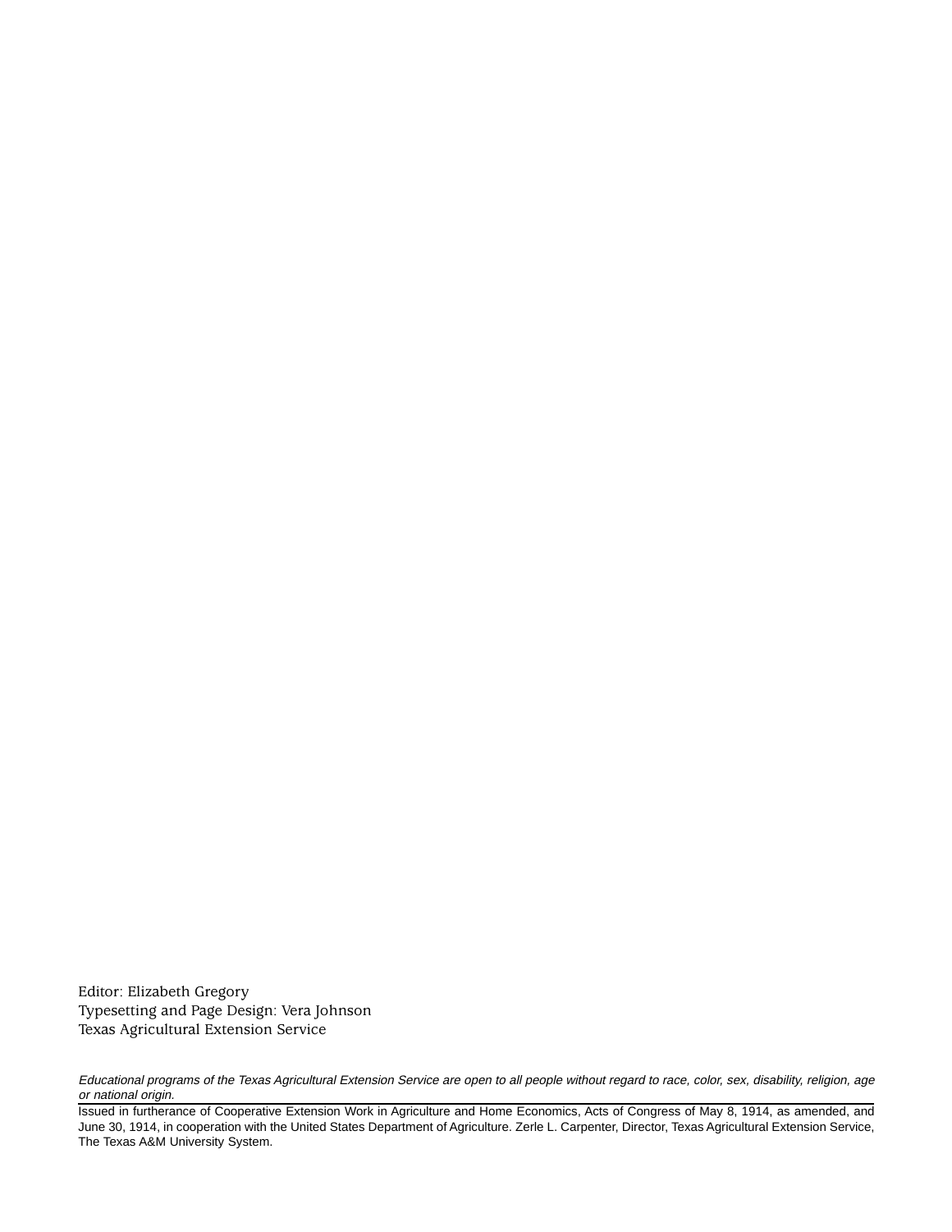Editor: Elizabeth Gregory
Typesetting and Page Design: Vera Johnson
Texas Agricultural Extension Service

*Educational programs of the Texas Agricultural Extension Service are open to all people without regard to race, color, sex, disability, religion, age or national origin.*

Issued in furtherance of Cooperative Extension Work in Agriculture and Home Economics, Acts of Congress of May 8, 1914, as amended, and June 30, 1914, in cooperation with the United States Department of Agriculture. Zerle L. Carpenter, Director, Texas Agricultural Extension Service, The Texas A&M University System.